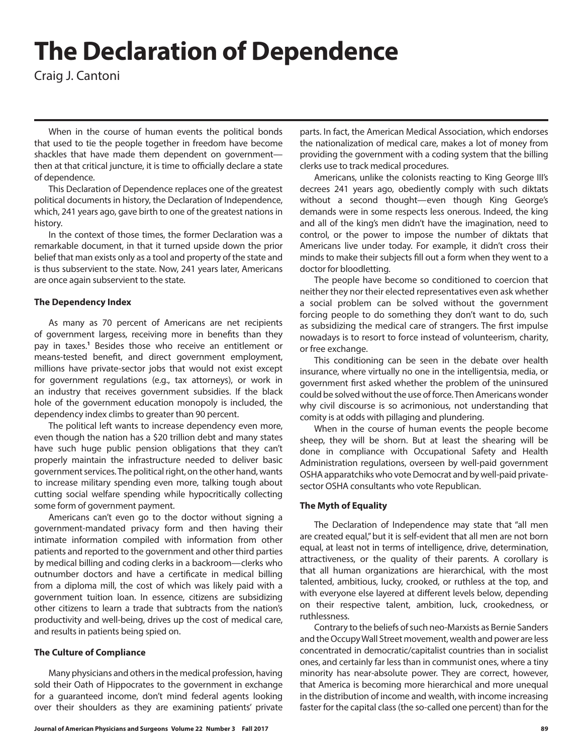# The Declaration of Dependence

Craig J. Cantoni

When in the course of human events the political bonds that used to tie the people together in freedom have become shackles that have made them dependent on government—then at that critical juncture, it is time to officially declare a state of dependence.

This Declaration of Dependence replaces one of the greatest political documents in history, the Declaration of Independence, which, 241 years ago, gave birth to one of the greatest nations in history.

In the context of those times, the former Declaration was a remarkable document, in that it turned upside down the prior belief that man exists only as a tool and property of the state and is thus subservient to the state. Now, 241 years later, Americans are once again subservient to the state.

### The Dependency Index

As many as 70 percent of Americans are net recipients of government largess, receiving more in benefits than they pay in taxes.[1] Besides those who receive an entitlement or means-tested benefit, and direct government employment, millions have private-sector jobs that would not exist except for government regulations (e.g., tax attorneys), or work in an industry that receives government subsidies. If the black hole of the government education monopoly is included, the dependency index climbs to greater than 90 percent.

The political left wants to increase dependency even more, even though the nation has a $20 trillion debt and many states have such huge public pension obligations that they can't properly maintain the infrastructure needed to deliver basic government services. The political right, on the other hand, wants to increase military spending even more, talking tough about cutting social welfare spending while hypocritically collecting some form of government payment.

Americans can't even go to the doctor without signing a government-mandated privacy form and then having their intimate information compiled with information from other patients and reported to the government and other third parties by medical billing and coding clerks in a backroom—clerks who outnumber doctors and have a certificate in medical billing from a diploma mill, the cost of which was likely paid with a government tuition loan. In essence, citizens are subsidizing other citizens to learn a trade that subtracts from the nation's productivity and well-being, drives up the cost of medical care, and results in patients being spied on.

### The Culture of Compliance

Many physicians and others in the medical profession, having sold their Oath of Hippocrates to the government in exchange for a guaranteed income, don't mind federal agents looking over their shoulders as they are examining patients' private parts. In fact, the American Medical Association, which endorses the nationalization of medical care, makes a lot of money from providing the government with a coding system that the billing clerks use to track medical procedures.

Americans, unlike the colonists reacting to King George III's decrees 241 years ago, obediently comply with such diktats without a second thought—even though King George's demands were in some respects less onerous. Indeed, the king and all of the king's men didn't have the imagination, need to control, or the power to impose the number of diktats that Americans live under today. For example, it didn't cross their minds to make their subjects fill out a form when they went to a doctor for bloodletting.

The people have become so conditioned to coercion that neither they nor their elected representatives even ask whether a social problem can be solved without the government forcing people to do something they don't want to do, such as subsidizing the medical care of strangers. The first impulse nowadays is to resort to force instead of volunteerism, charity, or free exchange.

This conditioning can be seen in the debate over health insurance, where virtually no one in the intelligentsia, media, or government first asked whether the problem of the uninsured could be solved without the use of force. Then Americans wonder why civil discourse is so acrimonious, not understanding that comity is at odds with pillaging and plundering.

When in the course of human events the people become sheep, they will be shorn. But at least the shearing will be done in compliance with Occupational Safety and Health Administration regulations, overseen by well-paid government OSHA apparatchiks who vote Democrat and by well-paid private-sector OSHA consultants who vote Republican.

### The Myth of Equality

The Declaration of Independence may state that "all men are created equal," but it is self-evident that all men are not born equal, at least not in terms of intelligence, drive, determination, attractiveness, or the quality of their parents. A corollary is that all human organizations are hierarchical, with the most talented, ambitious, lucky, crooked, or ruthless at the top, and with everyone else layered at different levels below, depending on their respective talent, ambition, luck, crookedness, or ruthlessness.

Contrary to the beliefs of such neo-Marxists as Bernie Sanders and the Occupy Wall Street movement, wealth and power are less concentrated in democratic/capitalist countries than in socialist ones, and certainly far less than in communist ones, where a tiny minority has near-absolute power. They are correct, however, that America is becoming more hierarchical and more unequal in the distribution of income and wealth, with income increasing faster for the capital class (the so-called one percent) than for the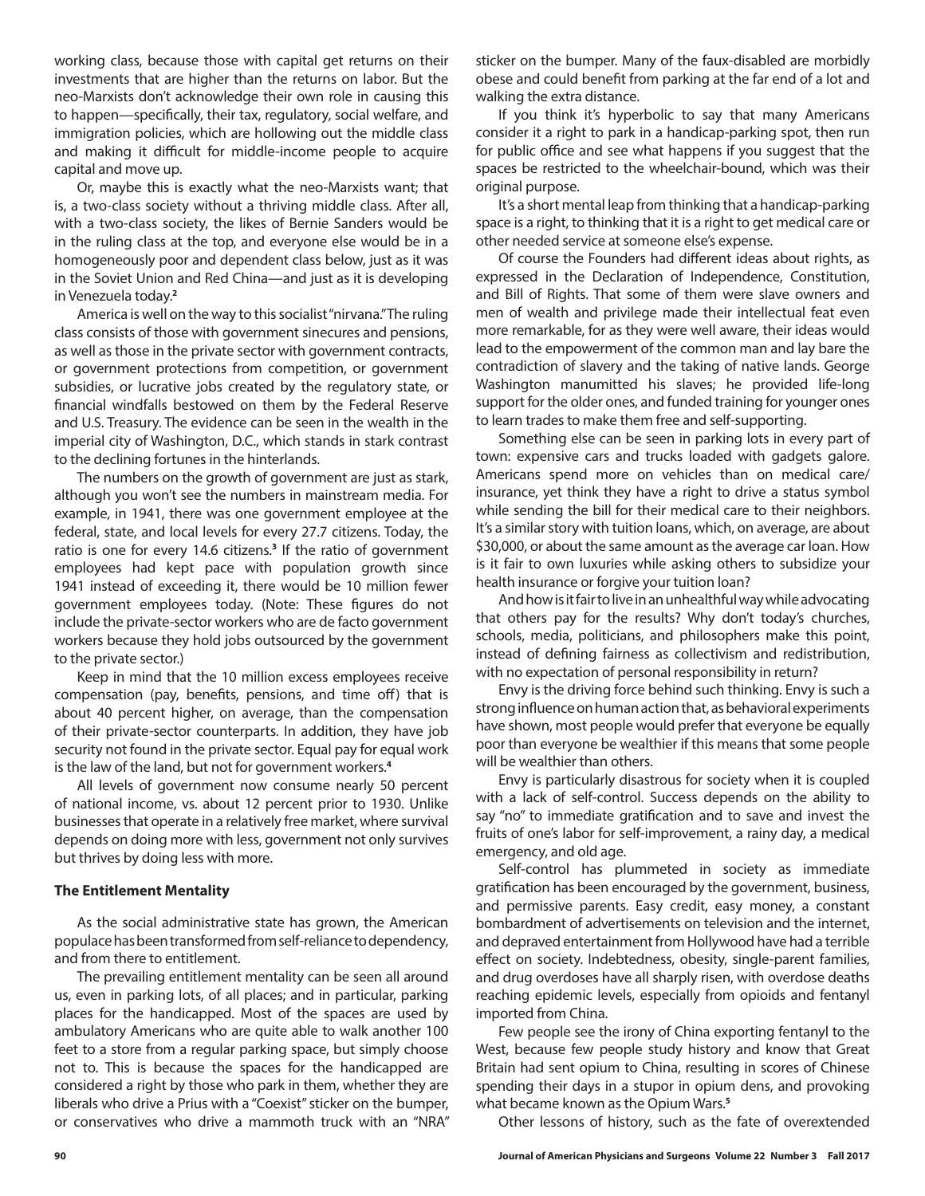working class, because those with capital get returns on their investments that are higher than the returns on labor. But the neo-Marxists don't acknowledge their own role in causing this to happen—specifically, their tax, regulatory, social welfare, and immigration policies, which are hollowing out the middle class and making it difficult for middle-income people to acquire capital and move up.

Or, maybe this is exactly what the neo-Marxists want; that is, a two-class society without a thriving middle class. After all, with a two-class society, the likes of Bernie Sanders would be in the ruling class at the top, and everyone else would be in a homogeneously poor and dependent class below, just as it was in the Soviet Union and Red China—and just as it is developing in Venezuela today.[2]

America is well on the way to this socialist "nirvana." The ruling class consists of those with government sinecures and pensions, as well as those in the private sector with government contracts, or government protections from competition, or government subsidies, or lucrative jobs created by the regulatory state, or financial windfalls bestowed on them by the Federal Reserve and U.S. Treasury. The evidence can be seen in the wealth in the imperial city of Washington, D.C., which stands in stark contrast to the declining fortunes in the hinterlands.

The numbers on the growth of government are just as stark, although you won't see the numbers in mainstream media. For example, in 1941, there was one government employee at the federal, state, and local levels for every 27.7 citizens. Today, the ratio is one for every 14.6 citizens.[3] If the ratio of government employees had kept pace with population growth since 1941 instead of exceeding it, there would be 10 million fewer government employees today. (Note: These figures do not include the private-sector workers who are de facto government workers because they hold jobs outsourced by the government to the private sector.)

Keep in mind that the 10 million excess employees receive compensation (pay, benefits, pensions, and time off) that is about 40 percent higher, on average, than the compensation of their private-sector counterparts. In addition, they have job security not found in the private sector. Equal pay for equal work is the law of the land, but not for government workers.[4]

All levels of government now consume nearly 50 percent of national income, vs. about 12 percent prior to 1930. Unlike businesses that operate in a relatively free market, where survival depends on doing more with less, government not only survives but thrives by doing less with more.

### The Entitlement Mentality

As the social administrative state has grown, the American populace has been transformed from self-reliance to dependency, and from there to entitlement.

The prevailing entitlement mentality can be seen all around us, even in parking lots, of all places; and in particular, parking places for the handicapped. Most of the spaces are used by ambulatory Americans who are quite able to walk another 100 feet to a store from a regular parking space, but simply choose not to. This is because the spaces for the handicapped are considered a right by those who park in them, whether they are liberals who drive a Prius with a "Coexist" sticker on the bumper, or conservatives who drive a mammoth truck with an "NRA" sticker on the bumper. Many of the faux-disabled are morbidly obese and could benefit from parking at the far end of a lot and walking the extra distance.

If you think it's hyperbolic to say that many Americans consider it a right to park in a handicap-parking spot, then run for public office and see what happens if you suggest that the spaces be restricted to the wheelchair-bound, which was their original purpose.

It's a short mental leap from thinking that a handicap-parking space is a right, to thinking that it is a right to get medical care or other needed service at someone else's expense.

Of course the Founders had different ideas about rights, as expressed in the Declaration of Independence, Constitution, and Bill of Rights. That some of them were slave owners and men of wealth and privilege made their intellectual feat even more remarkable, for as they were well aware, their ideas would lead to the empowerment of the common man and lay bare the contradiction of slavery and the taking of native lands. George Washington manumitted his slaves; he provided life-long support for the older ones, and funded training for younger ones to learn trades to make them free and self-supporting.

Something else can be seen in parking lots in every part of town: expensive cars and trucks loaded with gadgets galore. Americans spend more on vehicles than on medical care/insurance, yet think they have a right to drive a status symbol while sending the bill for their medical care to their neighbors. It's a similar story with tuition loans, which, on average, are about $30,000, or about the same amount as the average car loan. How is it fair to own luxuries while asking others to subsidize your health insurance or forgive your tuition loan?

And how is it fair to live in an unhealthful way while advocating that others pay for the results? Why don't today's churches, schools, media, politicians, and philosophers make this point, instead of defining fairness as collectivism and redistribution, with no expectation of personal responsibility in return?

Envy is the driving force behind such thinking. Envy is such a strong influence on human action that, as behavioral experiments have shown, most people would prefer that everyone be equally poor than everyone be wealthier if this means that some people will be wealthier than others.

Envy is particularly disastrous for society when it is coupled with a lack of self-control. Success depends on the ability to say "no" to immediate gratification and to save and invest the fruits of one's labor for self-improvement, a rainy day, a medical emergency, and old age.

Self-control has plummeted in society as immediate gratification has been encouraged by the government, business, and permissive parents. Easy credit, easy money, a constant bombardment of advertisements on television and the internet, and depraved entertainment from Hollywood have had a terrible effect on society. Indebtedness, obesity, single-parent families, and drug overdoses have all sharply risen, with overdose deaths reaching epidemic levels, especially from opioids and fentanyl imported from China.

Few people see the irony of China exporting fentanyl to the West, because few people study history and know that Great Britain had sent opium to China, resulting in scores of Chinese spending their days in a stupor in opium dens, and provoking what became known as the Opium Wars.[5]

Other lessons of history, such as the fate of overextended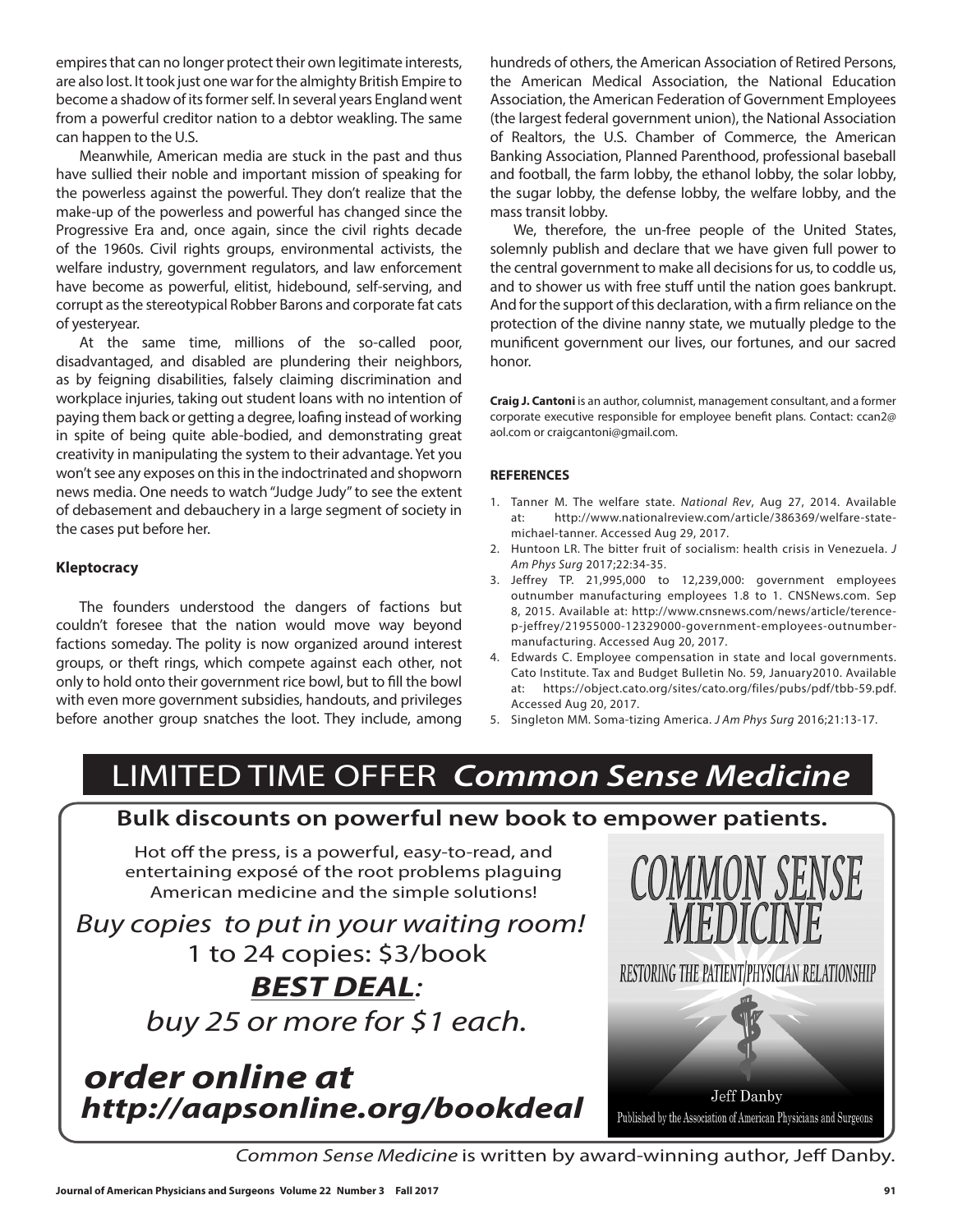empires that can no longer protect their own legitimate interests, are also lost. It took just one war for the almighty British Empire to become a shadow of its former self. In several years England went from a powerful creditor nation to a debtor weakling. The same can happen to the U.S.

Meanwhile, American media are stuck in the past and thus have sullied their noble and important mission of speaking for the powerless against the powerful. They don't realize that the make-up of the powerless and powerful has changed since the Progressive Era and, once again, since the civil rights decade of the 1960s. Civil rights groups, environmental activists, the welfare industry, government regulators, and law enforcement have become as powerful, elitist, hidebound, self-serving, and corrupt as the stereotypical Robber Barons and corporate fat cats of yesteryear.

At the same time, millions of the so-called poor, disadvantaged, and disabled are plundering their neighbors, as by feigning disabilities, falsely claiming discrimination and workplace injuries, taking out student loans with no intention of paying them back or getting a degree, loafing instead of working in spite of being quite able-bodied, and demonstrating great creativity in manipulating the system to their advantage. Yet you won't see any exposes on this in the indoctrinated and shopworn news media. One needs to watch "Judge Judy" to see the extent of debasement and debauchery in a large segment of society in the cases put before her.

### Kleptocracy

The founders understood the dangers of factions but couldn't foresee that the nation would move way beyond factions someday. The polity is now organized around interest groups, or theft rings, which compete against each other, not only to hold onto their government rice bowl, but to fill the bowl with even more government subsidies, handouts, and privileges before another group snatches the loot. They include, among hundreds of others, the American Association of Retired Persons, the American Medical Association, the National Education Association, the American Federation of Government Employees (the largest federal government union), the National Association of Realtors, the U.S. Chamber of Commerce, the American Banking Association, Planned Parenthood, professional baseball and football, the farm lobby, the ethanol lobby, the solar lobby, the sugar lobby, the defense lobby, the welfare lobby, and the mass transit lobby.

We, therefore, the un-free people of the United States, solemnly publish and declare that we have given full power to the central government to make all decisions for us, to coddle us, and to shower us with free stuff until the nation goes bankrupt. And for the support of this declaration, with a firm reliance on the protection of the divine nanny state, we mutually pledge to the munificent government our lives, our fortunes, and our sacred honor.

**Craig J. Cantoni** is an author, columnist, management consultant, and a former corporate executive responsible for employee benefit plans. Contact: ccan2@aol.com or craigcantoni@gmail.com.

### REFERENCES

1. Tanner M. The welfare state. *National Rev*, Aug 27, 2014. Available at: http://www.nationalreview.com/article/386369/welfare-state-michael-tanner. Accessed Aug 29, 2017.
2. Huntoon LR. The bitter fruit of socialism: health crisis in Venezuela. *J Am Phys Surg* 2017;22:34-35.
3. Jeffrey TP. 21,995,000 to 12,239,000: government employees outnumber manufacturing employees 1.8 to 1. CNSNews.com. Sep 8, 2015. Available at: http://www.cnsnews.com/news/article/terence-p-jeffrey/21955000-12329000-government-employees-outnumber-manufacturing. Accessed Aug 20, 2017.
4. Edwards C. Employee compensation in state and local governments. Cato Institute. Tax and Budget Bulletin No. 59, January2010. Available at: https://object.cato.org/sites/cato.org/files/pubs/pdf/tbb-59.pdf. Accessed Aug 20, 2017.
5. Singleton MM. Soma-tizing America. *J Am Phys Surg* 2016;21:13-17.

## LIMITED TIME OFFER *Common Sense Medicine*

**Bulk discounts on powerful new book to empower patients.**

Hot off the press, is a powerful, easy-to-read, and entertaining exposé of the root problems plaguing American medicine and the simple solutions!

*Buy copies to put in your waiting room!*

1 to 24 copies: $3/book

***BEST DEAL:***

*buy 25 or more for $1 each.*

***order online at http://aapsonline.org/bookdeal***

COMMON SENSE MEDICINE

RESTORING THE PATIENT/PHYSICIAN RELATIONSHIP

Jeff Danby

Published by the Association of American Physicians and Surgeons

*Common Sense Medicine* is written by award-winning author, Jeff Danby.